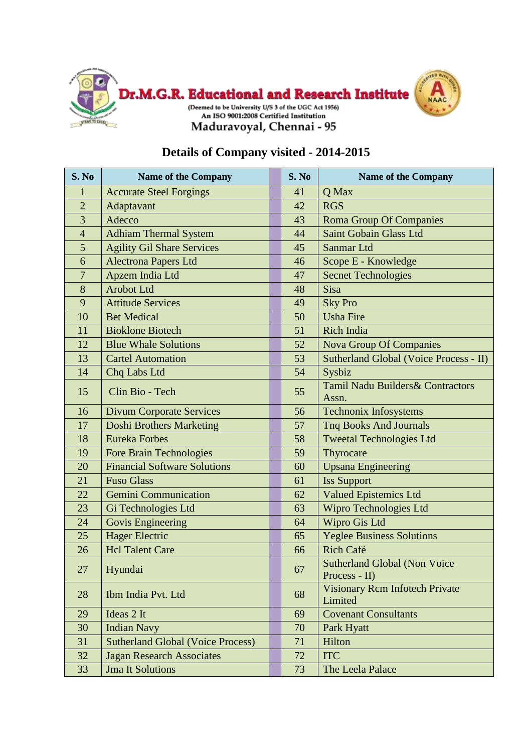# Dr.M.G.R. Educational and Research Institute

(Deemed to be University U/S 3 of the UGC Act 1956)

An ISO 9001:2008 Certified Institution

Maduravoyal, Chennai - 95

## Details of Company visited - 2014-2015

| S. No | Name of the Company | | S. No | Name of the Company |
|---|---|---|---|---|
| 1 | Accurate Steel Forgings | | 41 | Q Max |
| 2 | Adaptavant | | 42 | RGS |
| 3 | Adecco | | 43 | Roma Group Of Companies |
| 4 | Adhiam Thermal System | | 44 | Saint Gobain Glass Ltd |
| 5 | Agility Gil Share Services | | 45 | Sanmar Ltd |
| 6 | Alectrona Papers Ltd | | 46 | Scope E - Knowledge |
| 7 | Apzem India Ltd | | 47 | Secnet Technologies |
| 8 | Arobot Ltd | | 48 | Sisa |
| 9 | Attitude Services | | 49 | Sky Pro |
| 10 | Bet Medical | | 50 | Usha Fire |
| 11 | Bioklone Biotech | | 51 | Rich India |
| 12 | Blue Whale Solutions | | 52 | Nova Group Of Companies |
| 13 | Cartel Automation | | 53 | Sutherland Global (Voice Process - II) |
| 14 | Chq Labs Ltd | | 54 | Sysbiz |
| 15 | Clin Bio - Tech | | 55 | Tamil Nadu Builders& Contractors Assn. |
| 16 | Divum Corporate Services | | 56 | Technonix Infosystems |
| 17 | Doshi Brothers Marketing | | 57 | Tnq Books And Journals |
| 18 | Eureka Forbes | | 58 | Tweetal Technologies Ltd |
| 19 | Fore Brain Technologies | | 59 | Thyrocare |
| 20 | Financial Software Solutions | | 60 | Upsana Engineering |
| 21 | Fuso Glass | | 61 | Iss Support |
| 22 | Gemini Communication | | 62 | Valued Epistemics Ltd |
| 23 | Gi Technologies Ltd | | 63 | Wipro Technologies Ltd |
| 24 | Govis Engineering | | 64 | Wipro Gis Ltd |
| 25 | Hager Electric | | 65 | Yeglee Business Solutions |
| 26 | Hcl Talent Care | | 66 | Rich Café |
| 27 | Hyundai | | 67 | Sutherland Global (Non Voice Process - II) |
| 28 | Ibm India Pvt. Ltd | | 68 | Visionary Rcm Infotech Private Limited |
| 29 | Ideas 2 It | | 69 | Covenant Consultants |
| 30 | Indian Navy | | 70 | Park Hyatt |
| 31 | Sutherland Global (Voice Process) | | 71 | Hilton |
| 32 | Jagan Research Associates | | 72 | ITC |
| 33 | Jma It Solutions | | 73 | The Leela Palace |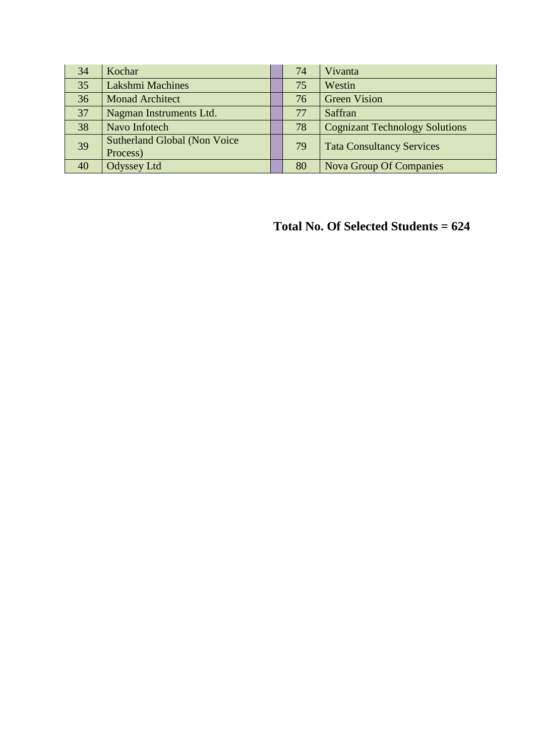| | | | | |
|---|---|---|---|---|
| 34 | Kochar | | 74 | Vivanta |
| 35 | Lakshmi Machines | | 75 | Westin |
| 36 | Monad Architect | | 76 | Green Vision |
| 37 | Nagman Instruments Ltd. | | 77 | Saffran |
| 38 | Navo Infotech | | 78 | Cognizant Technology Solutions |
| 39 | Sutherland Global (Non Voice Process) | | 79 | Tata Consultancy Services |
| 40 | Odyssey Ltd | | 80 | Nova Group Of Companies |

**Total No. Of Selected Students = 624**